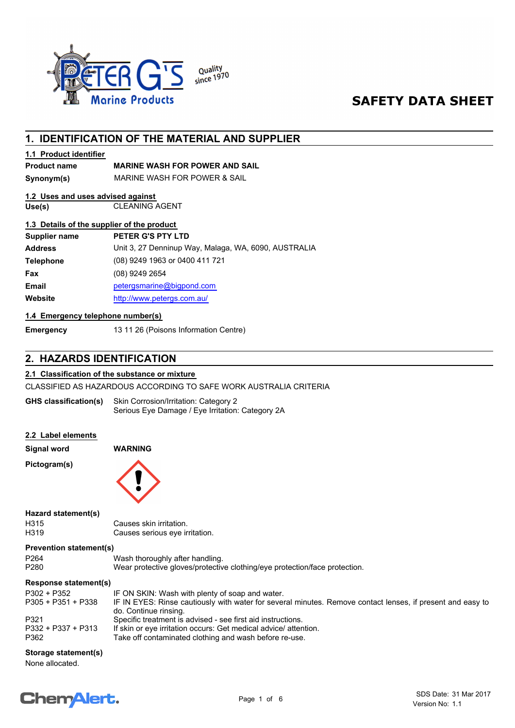# SAFETY DATA SHEET

## 1. IDENTIFICATION OF THE MATERIAL AND SUPPLIER

### 1.1 Product identifier

| | |
|---|---|
| **Product name** | **MARINE WASH FOR POWER AND SAIL** |
| **Synonym(s)** | MARINE WASH FOR POWER & SAIL |

### 1.2 Uses and uses advised against

| | |
|---|---|
| **Use(s)** | CLEANING AGENT |

### 1.3 Details of the supplier of the product

| | |
|---|---|
| **Supplier name** | **PETER G'S PTY LTD** |
| **Address** | Unit 3, 27 Denninup Way, Malaga, WA, 6090, AUSTRALIA |
| **Telephone** | (08) 9249 1963 or 0400 411 721 |
| **Fax** | (08) 9249 2654 |
| **Email** | petergsmarine@bigpond.com |
| **Website** | http://www.petergs.com.au/ |

### 1.4 Emergency telephone number(s)

| | |
|---|---|
| **Emergency** | 13 11 26 (Poisons Information Centre) |

## 2. HAZARDS IDENTIFICATION

### 2.1 Classification of the substance or mixture

CLASSIFIED AS HAZARDOUS ACCORDING TO SAFE WORK AUSTRALIA CRITERIA

**GHS classification(s)**
Skin Corrosion/Irritation: Category 2
Serious Eye Damage / Eye Irritation: Category 2A

### 2.2 Label elements

**Signal word** **WARNING**

**Pictogram(s)**

**Hazard statement(s)**

| | |
|---|---|
| H315 | Causes skin irritation. |
| H319 | Causes serious eye irritation. |

**Prevention statement(s)**

| | |
|---|---|
| P264 | Wash thoroughly after handling. |
| P280 | Wear protective gloves/protective clothing/eye protection/face protection. |

**Response statement(s)**

| | |
|---|---|
| P302 + P352 | IF ON SKIN: Wash with plenty of soap and water. |
| P305 + P351 + P338 | IF IN EYES: Rinse cautiously with water for several minutes. Remove contact lenses, if present and easy to do. Continue rinsing. |
| P321 | Specific treatment is advised - see first aid instructions. |
| P332 + P337 + P313 | If skin or eye irritation occurs: Get medical advice/ attention. |
| P362 | Take off contaminated clothing and wash before re-use. |

**Storage statement(s)**
None allocated.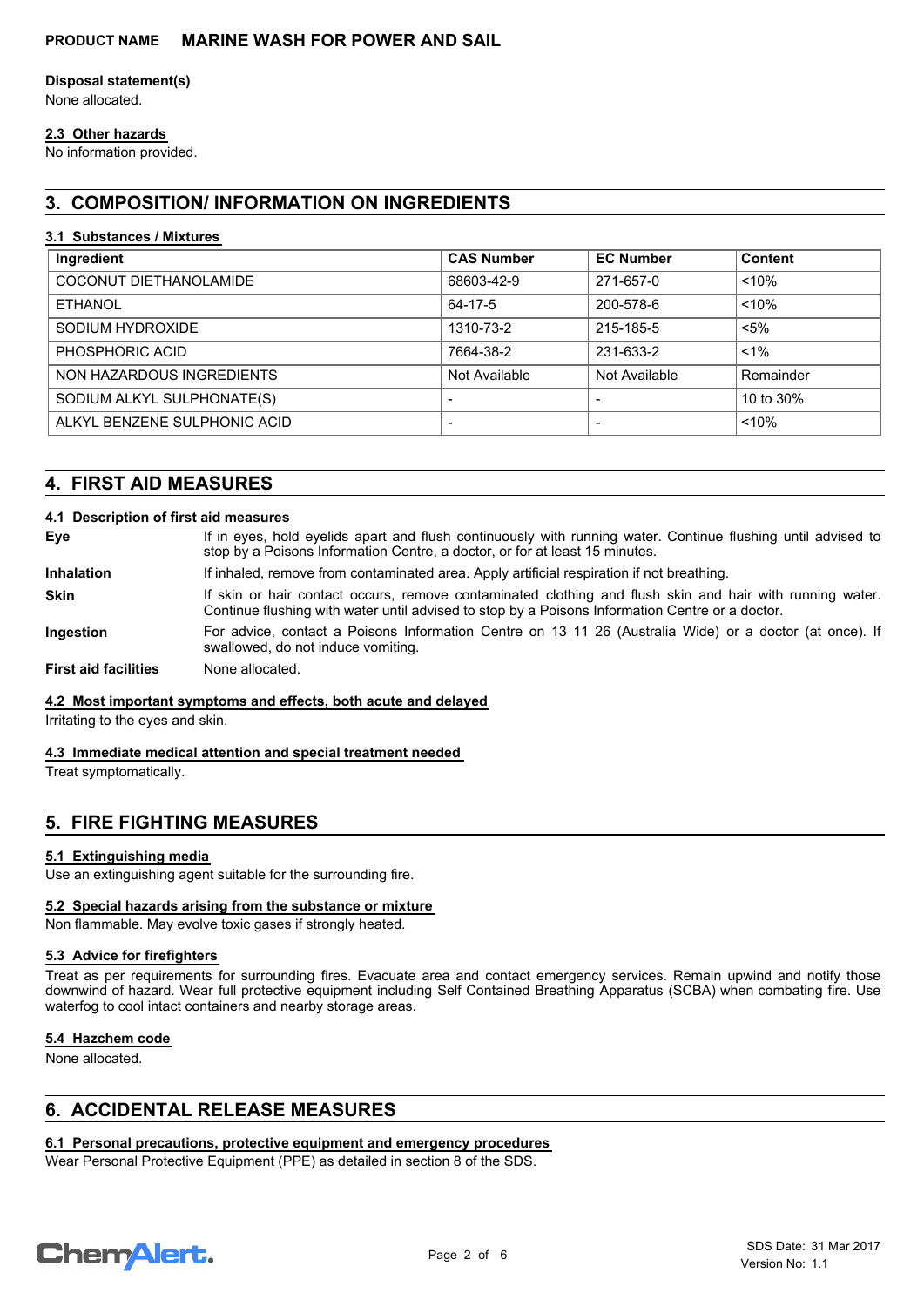**Disposal statement(s)**

None allocated.

### 2.3 Other hazards

No information provided.

## 3. COMPOSITION/ INFORMATION ON INGREDIENTS

### 3.1 Substances / Mixtures

| Ingredient | CAS Number | EC Number | Content |
|---|---|---|---|
| COCONUT DIETHANOLAMIDE | 68603-42-9 | 271-657-0 | <10% |
| ETHANOL | 64-17-5 | 200-578-6 | <10% |
| SODIUM HYDROXIDE | 1310-73-2 | 215-185-5 | <5% |
| PHOSPHORIC ACID | 7664-38-2 | 231-633-2 | <1% |
| NON HAZARDOUS INGREDIENTS | Not Available | Not Available | Remainder |
| SODIUM ALKYL SULPHONATE(S) | - | - | 10 to 30% |
| ALKYL BENZENE SULPHONIC ACID | - | - | <10% |

## 4. FIRST AID MEASURES

### 4.1 Description of first aid measures

**Eye** If in eyes, hold eyelids apart and flush continuously with running water. Continue flushing until advised to stop by a Poisons Information Centre, a doctor, or for at least 15 minutes.

**Inhalation** If inhaled, remove from contaminated area. Apply artificial respiration if not breathing.

**Skin** If skin or hair contact occurs, remove contaminated clothing and flush skin and hair with running water. Continue flushing with water until advised to stop by a Poisons Information Centre or a doctor.

**Ingestion** For advice, contact a Poisons Information Centre on 13 11 26 (Australia Wide) or a doctor (at once). If swallowed, do not induce vomiting.

**First aid facilities** None allocated.

### 4.2 Most important symptoms and effects, both acute and delayed

Irritating to the eyes and skin.

### 4.3 Immediate medical attention and special treatment needed

Treat symptomatically.

## 5. FIRE FIGHTING MEASURES

### 5.1 Extinguishing media

Use an extinguishing agent suitable for the surrounding fire.

### 5.2 Special hazards arising from the substance or mixture

Non flammable. May evolve toxic gases if strongly heated.

### 5.3 Advice for firefighters

Treat as per requirements for surrounding fires. Evacuate area and contact emergency services. Remain upwind and notify those downwind of hazard. Wear full protective equipment including Self Contained Breathing Apparatus (SCBA) when combating fire. Use waterfog to cool intact containers and nearby storage areas.

### 5.4 Hazchem code

None allocated.

## 6. ACCIDENTAL RELEASE MEASURES

### 6.1 Personal precautions, protective equipment and emergency procedures

Wear Personal Protective Equipment (PPE) as detailed in section 8 of the SDS.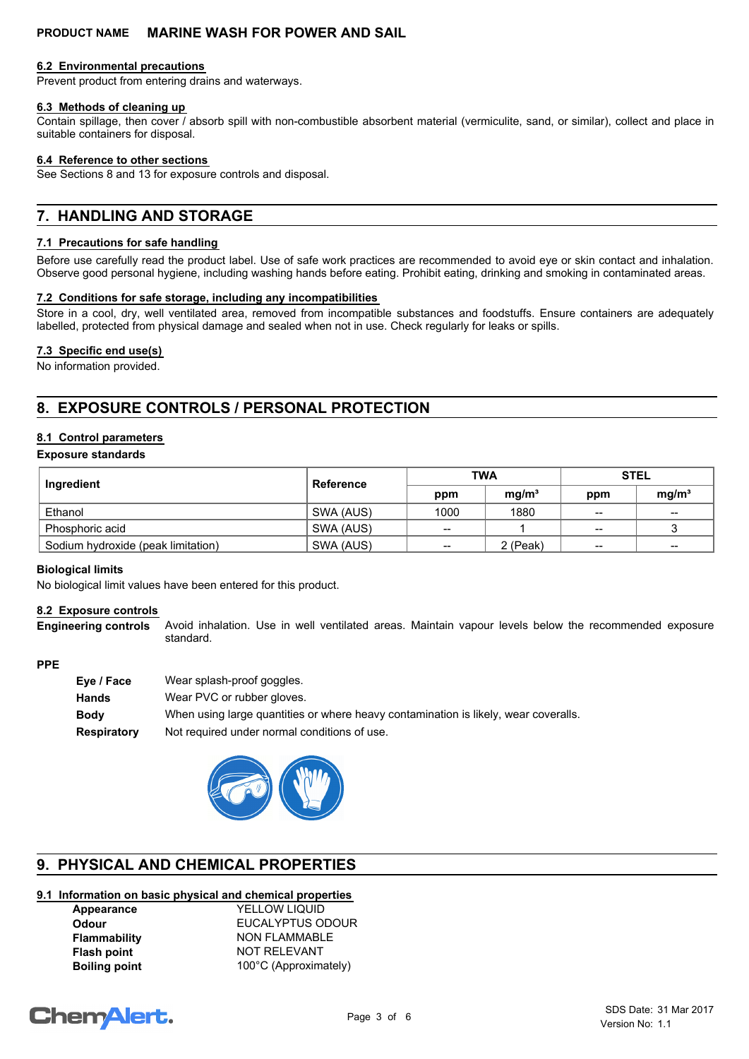## 6.2 Environmental precautions

Prevent product from entering drains and waterways.

## 6.3 Methods of cleaning up

Contain spillage, then cover / absorb spill with non-combustible absorbent material (vermiculite, sand, or similar), collect and place in suitable containers for disposal.

## 6.4 Reference to other sections

See Sections 8 and 13 for exposure controls and disposal.

# 7. HANDLING AND STORAGE

## 7.1 Precautions for safe handling

Before use carefully read the product label. Use of safe work practices are recommended to avoid eye or skin contact and inhalation. Observe good personal hygiene, including washing hands before eating. Prohibit eating, drinking and smoking in contaminated areas.

## 7.2 Conditions for safe storage, including any incompatibilities

Store in a cool, dry, well ventilated area, removed from incompatible substances and foodstuffs. Ensure containers are adequately labelled, protected from physical damage and sealed when not in use. Check regularly for leaks or spills.

## 7.3 Specific end use(s)

No information provided.

# 8. EXPOSURE CONTROLS / PERSONAL PROTECTION

## 8.1 Control parameters

**Exposure standards**

| Ingredient | Reference | TWA | | STEL | |
|---|---|---|---|---|---|
| | | ppm | mg/m³ | ppm | mg/m³ |
| Ethanol | SWA (AUS) | 1000 | 1880 | -- | -- |
| Phosphoric acid | SWA (AUS) | -- | 1 | -- | 3 |
| Sodium hydroxide (peak limitation) | SWA (AUS) | -- | 2 (Peak) | -- | -- |

**Biological limits**

No biological limit values have been entered for this product.

## 8.2 Exposure controls

**Engineering controls** Avoid inhalation. Use in well ventilated areas. Maintain vapour levels below the recommended exposure standard.

**PPE**

- **Eye / Face** Wear splash-proof goggles.
- **Hands** Wear PVC or rubber gloves.
- **Body** When using large quantities or where heavy contamination is likely, wear coveralls.
- **Respiratory** Not required under normal conditions of use.

# 9. PHYSICAL AND CHEMICAL PROPERTIES

## 9.1 Information on basic physical and chemical properties

| | |
|---|---|
| **Appearance** | YELLOW LIQUID |
| **Odour** | EUCALYPTUS ODOUR |
| **Flammability** | NON FLAMMABLE |
| **Flash point** | NOT RELEVANT |
| **Boiling point** | 100°C (Approximately) |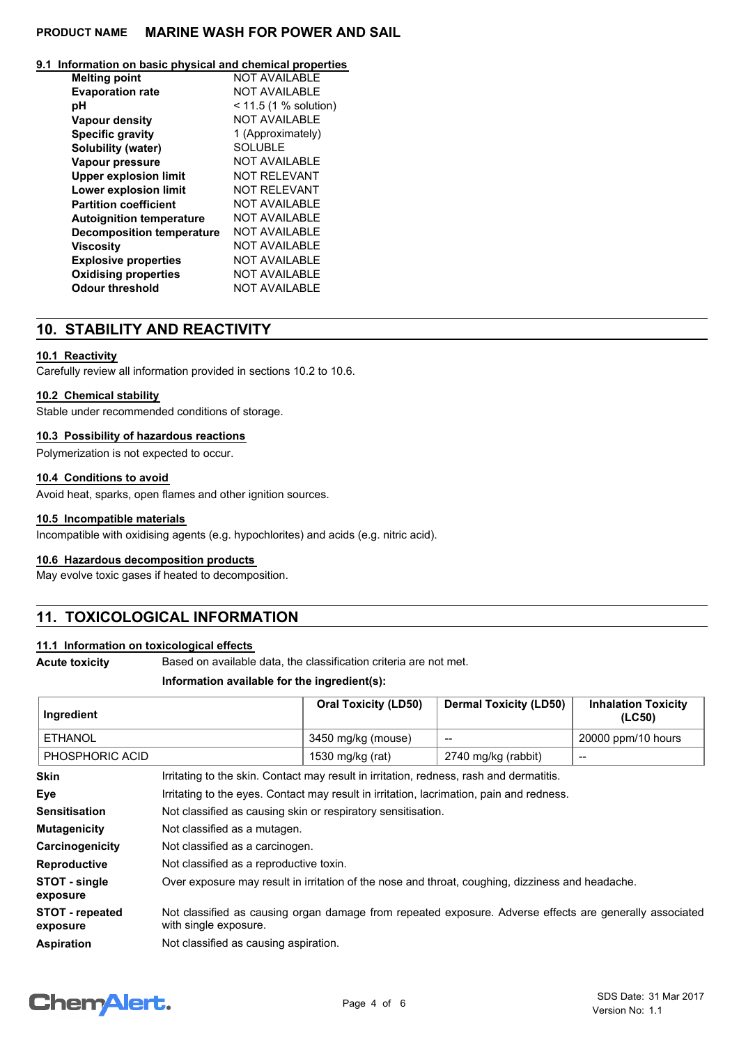### 9.1 Information on basic physical and chemical properties

| Property | Value |
|---|---|
| **Melting point** | NOT AVAILABLE |
| **Evaporation rate** | NOT AVAILABLE |
| **pH** | < 11.5 (1 % solution) |
| **Vapour density** | NOT AVAILABLE |
| **Specific gravity** | 1 (Approximately) |
| **Solubility (water)** | SOLUBLE |
| **Vapour pressure** | NOT AVAILABLE |
| **Upper explosion limit** | NOT RELEVANT |
| **Lower explosion limit** | NOT RELEVANT |
| **Partition coefficient** | NOT AVAILABLE |
| **Autoignition temperature** | NOT AVAILABLE |
| **Decomposition temperature** | NOT AVAILABLE |
| **Viscosity** | NOT AVAILABLE |
| **Explosive properties** | NOT AVAILABLE |
| **Oxidising properties** | NOT AVAILABLE |
| **Odour threshold** | NOT AVAILABLE |

## 10. STABILITY AND REACTIVITY

### 10.1 Reactivity

Carefully review all information provided in sections 10.2 to 10.6.

### 10.2 Chemical stability

Stable under recommended conditions of storage.

### 10.3 Possibility of hazardous reactions

Polymerization is not expected to occur.

### 10.4 Conditions to avoid

Avoid heat, sparks, open flames and other ignition sources.

### 10.5 Incompatible materials

Incompatible with oxidising agents (e.g. hypochlorites) and acids (e.g. nitric acid).

### 10.6 Hazardous decomposition products

May evolve toxic gases if heated to decomposition.

## 11. TOXICOLOGICAL INFORMATION

### 11.1 Information on toxicological effects

**Acute toxicity** Based on available data, the classification criteria are not met.

**Information available for the ingredient(s):**

| Ingredient | Oral Toxicity (LD50) | Dermal Toxicity (LD50) | Inhalation Toxicity (LC50) |
|---|---|---|---|
| ETHANOL | 3450 mg/kg (mouse) | -- | 20000 ppm/10 hours |
| PHOSPHORIC ACID | 1530 mg/kg (rat) | 2740 mg/kg (rabbit) | -- |

**Skin** Irritating to the skin. Contact may result in irritation, redness, rash and dermatitis.

**Eye** Irritating to the eyes. Contact may result in irritation, lacrimation, pain and redness.

**Sensitisation** Not classified as causing skin or respiratory sensitisation.

**Mutagenicity** Not classified as a mutagen.

**Carcinogenicity** Not classified as a carcinogen.

**Reproductive** Not classified as a reproductive toxin.

**STOT - single exposure** Over exposure may result in irritation of the nose and throat, coughing, dizziness and headache.

**STOT - repeated exposure** Not classified as causing organ damage from repeated exposure. Adverse effects are generally associated with single exposure.

**Aspiration** Not classified as causing aspiration.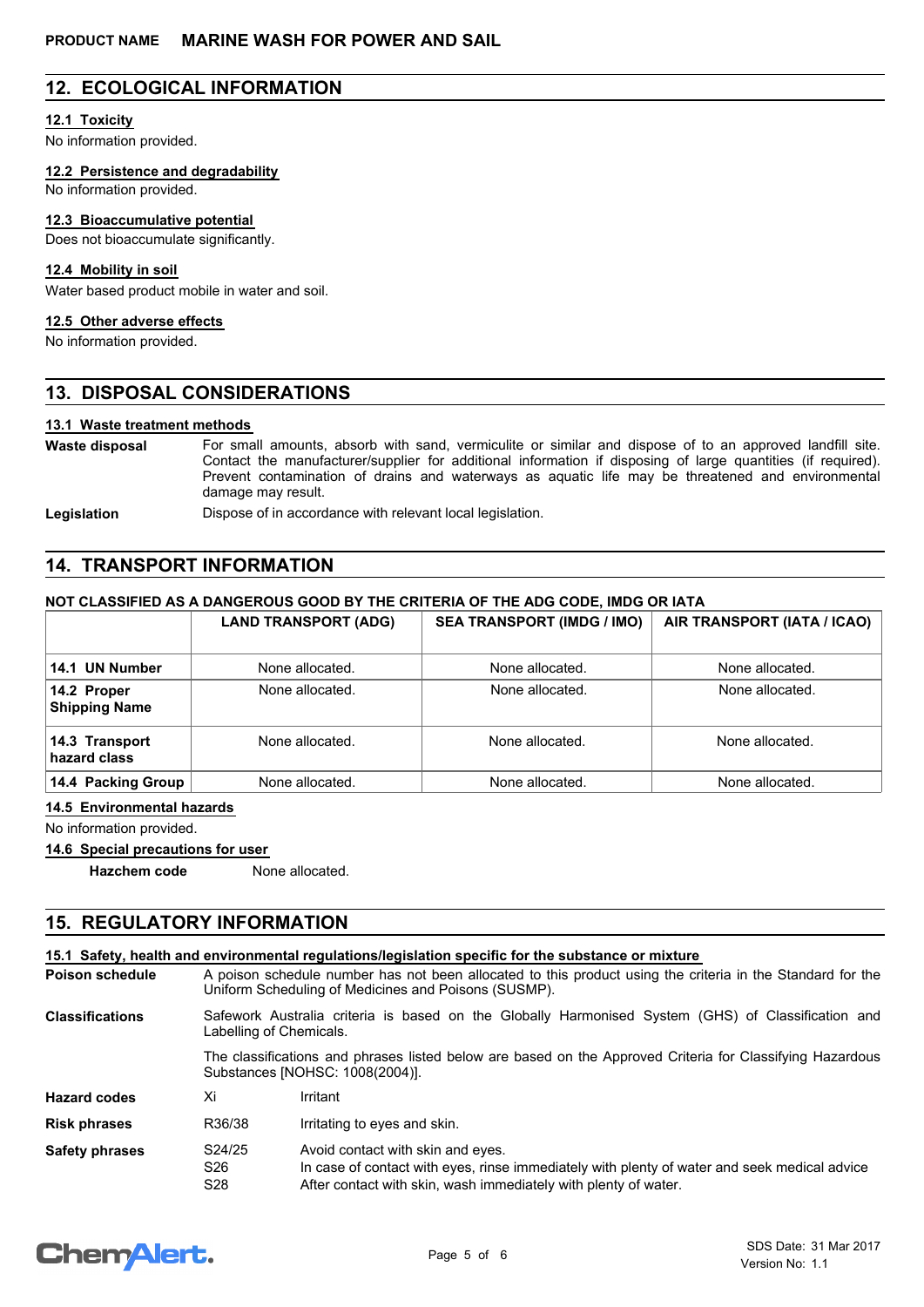## 12. ECOLOGICAL INFORMATION

### 12.1 Toxicity

No information provided.

### 12.2 Persistence and degradability

No information provided.

### 12.3 Bioaccumulative potential

Does not bioaccumulate significantly.

### 12.4 Mobility in soil

Water based product mobile in water and soil.

### 12.5 Other adverse effects

No information provided.

## 13. DISPOSAL CONSIDERATIONS

### 13.1 Waste treatment methods

**Waste disposal** For small amounts, absorb with sand, vermiculite or similar and dispose of to an approved landfill site. Contact the manufacturer/supplier for additional information if disposing of large quantities (if required). Prevent contamination of drains and waterways as aquatic life may be threatened and environmental damage may result.

**Legislation** Dispose of in accordance with relevant local legislation.

## 14. TRANSPORT INFORMATION

**NOT CLASSIFIED AS A DANGEROUS GOOD BY THE CRITERIA OF THE ADG CODE, IMDG OR IATA**

| | LAND TRANSPORT (ADG) | SEA TRANSPORT (IMDG / IMO) | AIR TRANSPORT (IATA / ICAO) |
|---|---|---|---|
| **14.1 UN Number** | None allocated. | None allocated. | None allocated. |
| **14.2 Proper Shipping Name** | None allocated. | None allocated. | None allocated. |
| **14.3 Transport hazard class** | None allocated. | None allocated. | None allocated. |
| **14.4 Packing Group** | None allocated. | None allocated. | None allocated. |

### 14.5 Environmental hazards

No information provided.

### 14.6 Special precautions for user

**Hazchem code** None allocated.

## 15. REGULATORY INFORMATION

### 15.1 Safety, health and environmental regulations/legislation specific for the substance or mixture

**Poison schedule** A poison schedule number has not been allocated to this product using the criteria in the Standard for the Uniform Scheduling of Medicines and Poisons (SUSMP).

**Classifications** Safework Australia criteria is based on the Globally Harmonised System (GHS) of Classification and Labelling of Chemicals.

The classifications and phrases listed below are based on the Approved Criteria for Classifying Hazardous Substances [NOHSC: 1008(2004)].

**Hazard codes** Xi Irritant

**Risk phrases** R36/38 Irritating to eyes and skin.

**Safety phrases**

- S24/25 Avoid contact with skin and eyes.
- S26 In case of contact with eyes, rinse immediately with plenty of water and seek medical advice
- S28 After contact with skin, wash immediately with plenty of water.

SDS Date: 31 Mar 2017
Version No: 1.1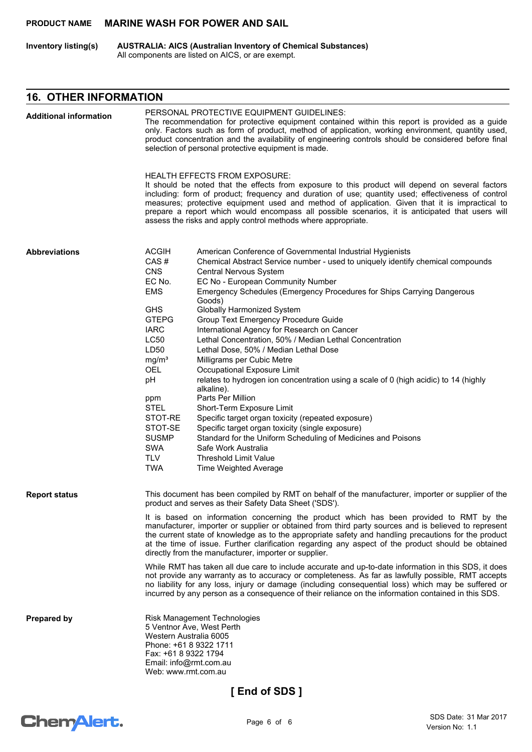**PRODUCT NAME** **MARINE WASH FOR POWER AND SAIL**

**Inventory listing(s)** **AUSTRALIA: AICS (Australian Inventory of Chemical Substances)**
All components are listed on AICS, or are exempt.

## 16. OTHER INFORMATION

**Additional information**

PERSONAL PROTECTIVE EQUIPMENT GUIDELINES:
The recommendation for protective equipment contained within this report is provided as a guide only. Factors such as form of product, method of application, working environment, quantity used, product concentration and the availability of engineering controls should be considered before final selection of personal protective equipment is made.

HEALTH EFFECTS FROM EXPOSURE:
It should be noted that the effects from exposure to this product will depend on several factors including: form of product; frequency and duration of use; quantity used; effectiveness of control measures; protective equipment used and method of application. Given that it is impractical to prepare a report which would encompass all possible scenarios, it is anticipated that users will assess the risks and apply control methods where appropriate.

**Abbreviations**

| | |
|---|---|
| ACGIH | American Conference of Governmental Industrial Hygienists |
| CAS # | Chemical Abstract Service number - used to uniquely identify chemical compounds |
| CNS | Central Nervous System |
| EC No. | EC No - European Community Number |
| EMS | Emergency Schedules (Emergency Procedures for Ships Carrying Dangerous Goods) |
| GHS | Globally Harmonized System |
| GTEPG | Group Text Emergency Procedure Guide |
| IARC | International Agency for Research on Cancer |
| LC50 | Lethal Concentration, 50% / Median Lethal Concentration |
| LD50 | Lethal Dose, 50% / Median Lethal Dose |
| mg/m³ | Milligrams per Cubic Metre |
| OEL | Occupational Exposure Limit |
| pH | relates to hydrogen ion concentration using a scale of 0 (high acidic) to 14 (highly alkaline). |
| ppm | Parts Per Million |
| STEL | Short-Term Exposure Limit |
| STOT-RE | Specific target organ toxicity (repeated exposure) |
| STOT-SE | Specific target organ toxicity (single exposure) |
| SUSMP | Standard for the Uniform Scheduling of Medicines and Poisons |
| SWA | Safe Work Australia |
| TLV | Threshold Limit Value |
| TWA | Time Weighted Average |

**Report status**

This document has been compiled by RMT on behalf of the manufacturer, importer or supplier of the product and serves as their Safety Data Sheet ('SDS').

It is based on information concerning the product which has been provided to RMT by the manufacturer, importer or supplier or obtained from third party sources and is believed to represent the current state of knowledge as to the appropriate safety and handling precautions for the product at the time of issue. Further clarification regarding any aspect of the product should be obtained directly from the manufacturer, importer or supplier.

While RMT has taken all due care to include accurate and up-to-date information in this SDS, it does not provide any warranty as to accuracy or completeness. As far as lawfully possible, RMT accepts no liability for any loss, injury or damage (including consequential loss) which may be suffered or incurred by any person as a consequence of their reliance on the information contained in this SDS.

**Prepared by**

Risk Management Technologies
5 Ventnor Ave, West Perth
Western Australia 6005
Phone: +61 8 9322 1711
Fax: +61 8 9322 1794
Email: info@rmt.com.au
Web: www.rmt.com.au

**[ End of SDS ]**

ChemAlert.

SDS Date: 31 Mar 2017
Version No: 1.1